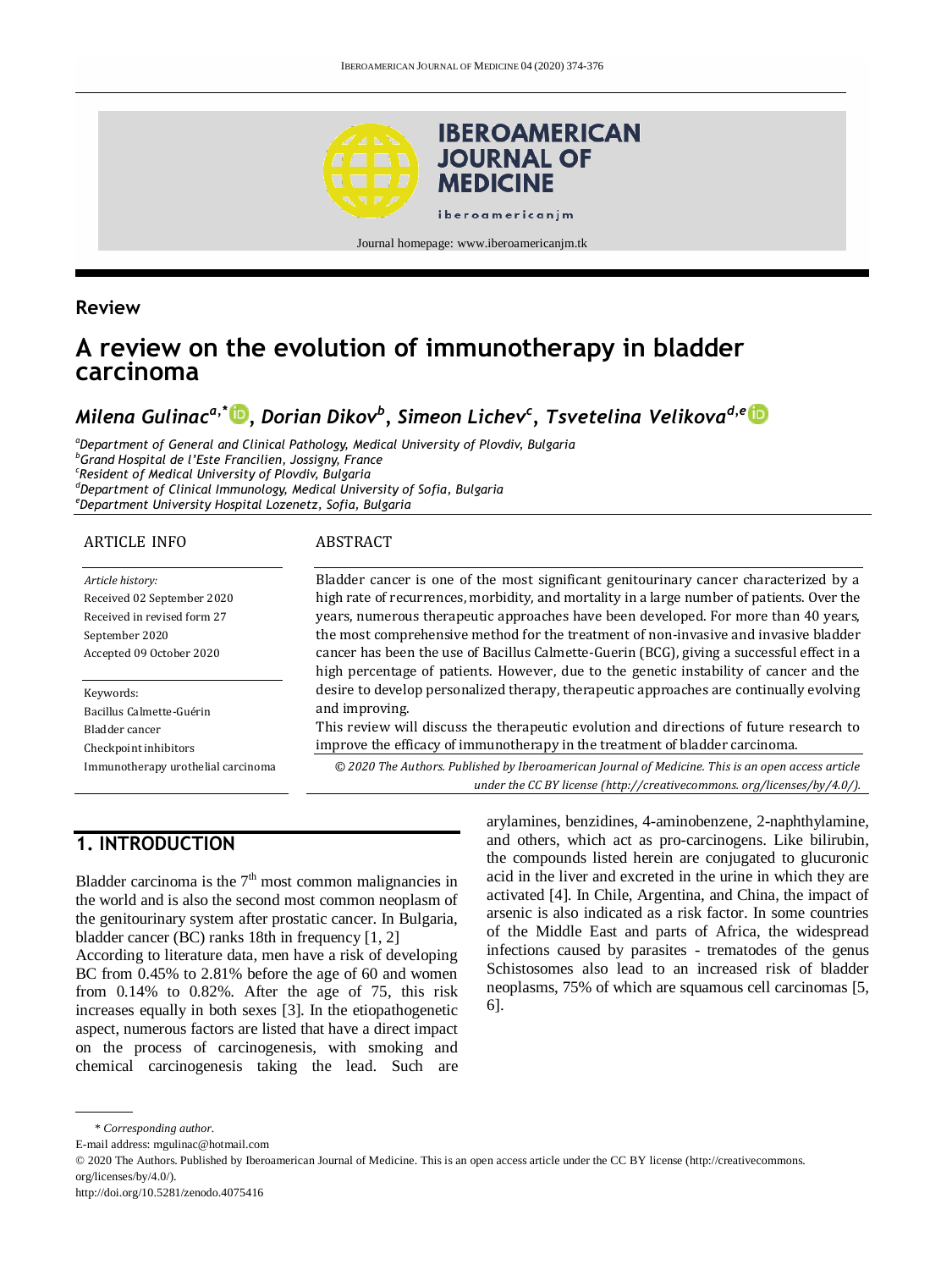Journal homepage: www.iberoamericanjm.tk

**Review**

# A review on the evolution of immunotherapy in bladder carcinoma

***Milena Gulinac[a,\*], Dorian Dikov[b], Simeon Lichev[c], Tsvetelina Velikova[d,e]***

[a]*Department of General and Clinical Pathology, Medical University of Plovdiv, Bulgaria*
[b]*Grand Hospital de l'Este Francilien, Jossigny, France*
[c]*Resident of Medical University of Plovdiv, Bulgaria*
[d]*Department of Clinical Immunology, Medical University of Sofia, Bulgaria*
[e]*Department University Hospital Lozenetz, Sofia, Bulgaria*

## ARTICLE INFO

*Article history:*
Received 02 September 2020
Received in revised form 27 September 2020
Accepted 09 October 2020

Keywords:
Bacillus Calmette-Guérin
Bladder cancer
Checkpoint inhibitors
Immunotherapy urothelial carcinoma

## ABSTRACT

Bladder cancer is one of the most significant genitourinary cancer characterized by a high rate of recurrences, morbidity, and mortality in a large number of patients. Over the years, numerous therapeutic approaches have been developed. For more than 40 years, the most comprehensive method for the treatment of non-invasive and invasive bladder cancer has been the use of Bacillus Calmette-Guerin (BCG), giving a successful effect in a high percentage of patients. However, due to the genetic instability of cancer and the desire to develop personalized therapy, therapeutic approaches are continually evolving and improving.

This review will discuss the therapeutic evolution and directions of future research to improve the efficacy of immunotherapy in the treatment of bladder carcinoma.

*© 2020 The Authors. Published by Iberoamerican Journal of Medicine. This is an open access article under the CC BY license (http://creativecommons. org/licenses/by/4.0/).*

## 1. INTRODUCTION

Bladder carcinoma is the 7th most common malignancies in the world and is also the second most common neoplasm of the genitourinary system after prostatic cancer. In Bulgaria, bladder cancer (BC) ranks 18th in frequency [1, 2]

According to literature data, men have a risk of developing BC from 0.45% to 2.81% before the age of 60 and women from 0.14% to 0.82%. After the age of 75, this risk increases equally in both sexes [3]. In the etiopathogenetic aspect, numerous factors are listed that have a direct impact on the process of carcinogenesis, with smoking and chemical carcinogenesis taking the lead. Such are arylamines, benzidines, 4-aminobenzene, 2-naphthylamine, and others, which act as pro-carcinogens. Like bilirubin, the compounds listed herein are conjugated to glucuronic acid in the liver and excreted in the urine in which they are activated [4]. In Chile, Argentina, and China, the impact of arsenic is also indicated as a risk factor. In some countries of the Middle East and parts of Africa, the widespread infections caused by parasites - trematodes of the genus Schistosomes also lead to an increased risk of bladder neoplasms, 75% of which are squamous cell carcinomas [5, 6].

\* *Corresponding author.*
E-mail address: mgulinac@hotmail.com
© 2020 The Authors. Published by Iberoamerican Journal of Medicine. This is an open access article under the CC BY license (http://creativecommons. org/licenses/by/4.0/).
http://doi.org/10.5281/zenodo.4075416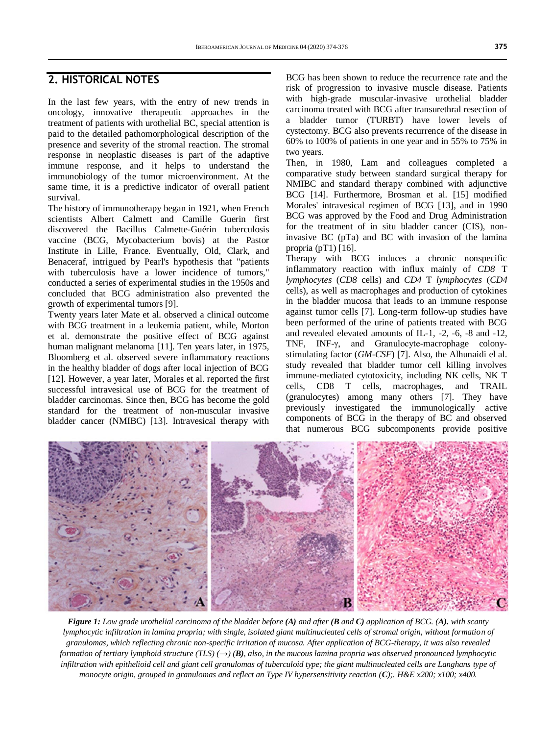## 2. HISTORICAL NOTES

In the last few years, with the entry of new trends in oncology, innovative therapeutic approaches in the treatment of patients with urothelial BC, special attention is paid to the detailed pathomorphological description of the presence and severity of the stromal reaction. The stromal response in neoplastic diseases is part of the adaptive immune response, and it helps to understand the immunobiology of the tumor microenvironment. At the same time, it is a predictive indicator of overall patient survival.

The history of immunotherapy began in 1921, when French scientists Albert Calmett and Camille Guerin first discovered the Bacillus Calmette-Guérin tuberculosis vaccine (BCG, Mycobacterium bovis) at the Pastor Institute in Lille, France. Eventually, Old, Clark, and Benaceraf, intrigued by Pearl's hypothesis that "patients with tuberculosis have a lower incidence of tumors," conducted a series of experimental studies in the 1950s and concluded that BCG administration also prevented the growth of experimental tumors [9].

Twenty years later Mate et al. observed a clinical outcome with BCG treatment in a leukemia patient, while, Morton et al. demonstrate the positive effect of BCG against human malignant melanoma [11]. Ten years later, in 1975, Bloomberg et al. observed severe inflammatory reactions in the healthy bladder of dogs after local injection of BCG [12]. However, a year later, Morales et al. reported the first successful intravesical use of BCG for the treatment of bladder carcinomas. Since then, BCG has become the gold standard for the treatment of non-muscular invasive bladder cancer (NMIBC) [13]. Intravesical therapy with BCG has been shown to reduce the recurrence rate and the risk of progression to invasive muscle disease. Patients with high-grade muscular-invasive urothelial bladder carcinoma treated with BCG after transurethral resection of a bladder tumor (TURBT) have lower levels of cystectomy. BCG also prevents recurrence of the disease in 60% to 100% of patients in one year and in 55% to 75% in two years.

Then, in 1980, Lam and colleagues completed a comparative study between standard surgical therapy for NMIBC and standard therapy combined with adjunctive BCG [14]. Furthermore, Brosman et al. [15] modified Morales' intravesical regimen of BCG [13], and in 1990 BCG was approved by the Food and Drug Administration for the treatment of in situ bladder cancer (CIS), non-invasive BC (pTa) and BC with invasion of the lamina propria (pT1) [16].

Therapy with BCG induces a chronic nonspecific inflammatory reaction with influx mainly of *CD8* T *lymphocytes* (*CD8* cells) and *CD4* T *lymphocytes* (*CD4* cells), as well as macrophages and production of cytokines in the bladder mucosa that leads to an immune response against tumor cells [7]. Long-term follow-up studies have been performed of the urine of patients treated with BCG and revealed elevated amounts of IL-1, -2, -6, -8 and -12, TNF, INF-γ, and Granulocyte-macrophage colony-stimulating factor (*GM-CSF*) [7]. Also, the Alhunaidi el al. study revealed that bladder tumor cell killing involves immune-mediated cytotoxicity, including NK cells, NK T cells, CD8 T cells, macrophages, and TRAIL (granulocytes) among many others [7]. They have previously investigated the immunologically active components of BCG in the therapy of BC and observed that numerous BCG subcomponents provide positive

***Figure 1:*** *Low grade urothelial carcinoma of the bladder before **(A)** and after **(B** and **C)** application of BCG. **(A).** with scanty lymphocytic infiltration in lamina propria; with single, isolated giant multinucleated cells of stromal origin, without formation of granulomas, which reflecting chronic non-specific irritation of mucosa. After application of BCG-therapy, it was also revealed formation of tertiary lymphoid structure (TLS) (→) **(B)**, also, in the mucous lamina propria was observed pronounced lymphocytic infiltration with epithelioid cell and giant cell granulomas of tuberculoid type; the giant multinucleated cells are Langhans type of monocyte origin, grouped in granulomas and reflect an Type IV hypersensitivity reaction **(C)**;. H&E x200; x100; x400.*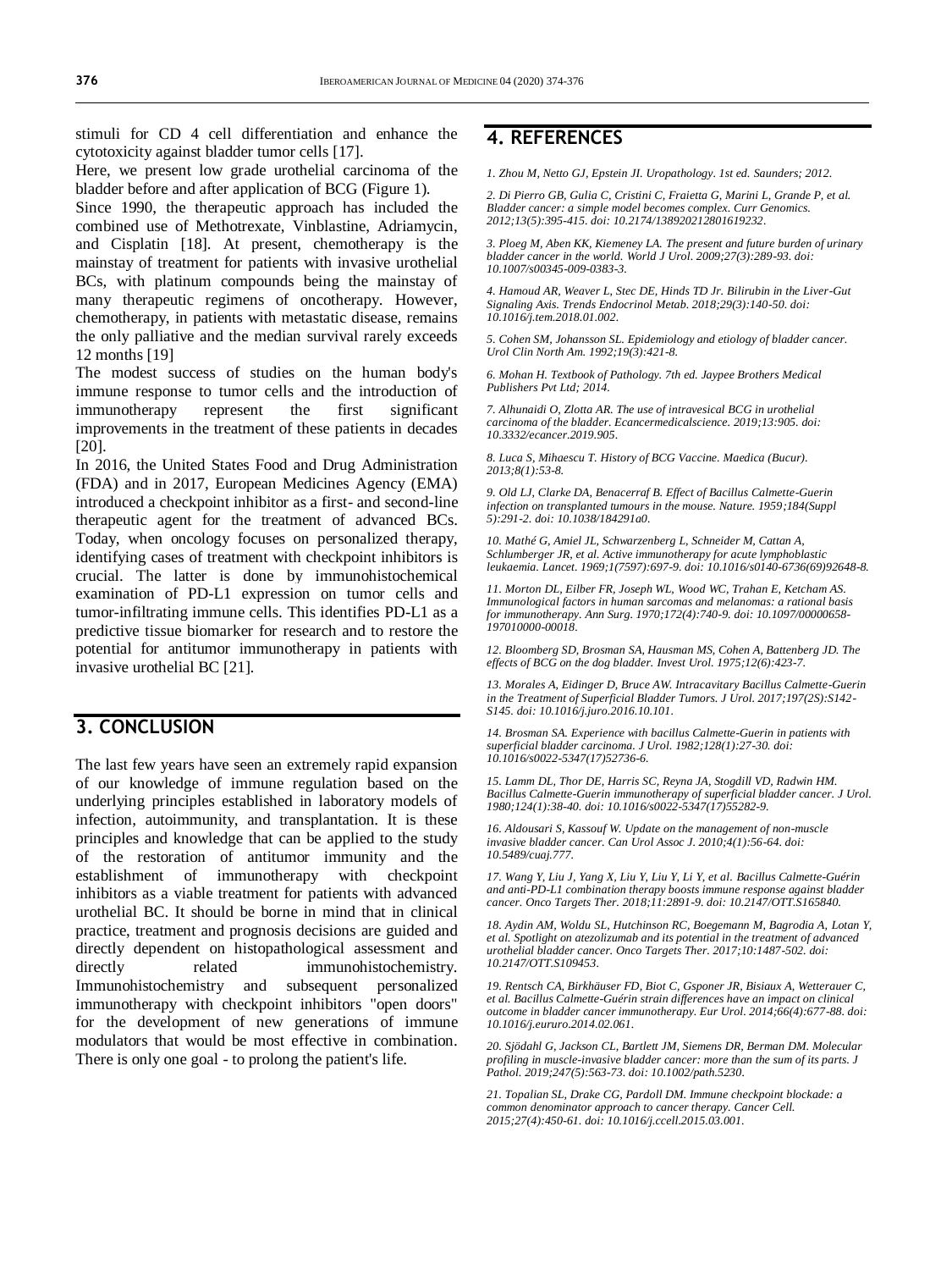stimuli for CD 4 cell differentiation and enhance the cytotoxicity against bladder tumor cells [17].

Here, we present low grade urothelial carcinoma of the bladder before and after application of BCG (Figure 1).

Since 1990, the therapeutic approach has included the combined use of Methotrexate, Vinblastine, Adriamycin, and Cisplatin [18]. At present, chemotherapy is the mainstay of treatment for patients with invasive urothelial BCs, with platinum compounds being the mainstay of many therapeutic regimens of oncotherapy. However, chemotherapy, in patients with metastatic disease, remains the only palliative and the median survival rarely exceeds 12 months [19]

The modest success of studies on the human body's immune response to tumor cells and the introduction of immunotherapy represent the first significant improvements in the treatment of these patients in decades [20].

In 2016, the United States Food and Drug Administration (FDA) and in 2017, European Medicines Agency (EMA) introduced a checkpoint inhibitor as a first- and second-line therapeutic agent for the treatment of advanced BCs. Today, when oncology focuses on personalized therapy, identifying cases of treatment with checkpoint inhibitors is crucial. The latter is done by immunohistochemical examination of PD-L1 expression on tumor cells and tumor-infiltrating immune cells. This identifies PD-L1 as a predictive tissue biomarker for research and to restore the potential for antitumor immunotherapy in patients with invasive urothelial BC [21].

## 3. CONCLUSION

The last few years have seen an extremely rapid expansion of our knowledge of immune regulation based on the underlying principles established in laboratory models of infection, autoimmunity, and transplantation. It is these principles and knowledge that can be applied to the study of the restoration of antitumor immunity and the establishment of immunotherapy with checkpoint inhibitors as a viable treatment for patients with advanced urothelial BC. It should be borne in mind that in clinical practice, treatment and prognosis decisions are guided and directly dependent on histopathological assessment and directly related immunohistochemistry. Immunohistochemistry and subsequent personalized immunotherapy with checkpoint inhibitors "open doors" for the development of new generations of immune modulators that would be most effective in combination. There is only one goal - to prolong the patient's life.

## 4. REFERENCES

*1. Zhou M, Netto GJ, Epstein JI. Uropathology. 1st ed. Saunders; 2012.*

*2. Di Pierro GB, Gulia C, Cristini C, Fraietta G, Marini L, Grande P, et al. Bladder cancer: a simple model becomes complex. Curr Genomics. 2012;13(5):395-415. doi: 10.2174/138920212801619232.*

*3. Ploeg M, Aben KK, Kiemeney LA. The present and future burden of urinary bladder cancer in the world. World J Urol. 2009;27(3):289-93. doi: 10.1007/s00345-009-0383-3.*

*4. Hamoud AR, Weaver L, Stec DE, Hinds TD Jr. Bilirubin in the Liver-Gut Signaling Axis. Trends Endocrinol Metab. 2018;29(3):140-50. doi: 10.1016/j.tem.2018.01.002.*

*5. Cohen SM, Johansson SL. Epidemiology and etiology of bladder cancer. Urol Clin North Am. 1992;19(3):421-8.*

*6. Mohan H. Textbook of Pathology. 7th ed. Jaypee Brothers Medical Publishers Pvt Ltd; 2014.*

*7. Alhunaidi O, Zlotta AR. The use of intravesical BCG in urothelial carcinoma of the bladder. Ecancermedicalscience. 2019;13:905. doi: 10.3332/ecancer.2019.905.*

*8. Luca S, Mihaescu T. History of BCG Vaccine. Maedica (Bucur). 2013;8(1):53-8.*

*9. Old LJ, Clarke DA, Benacerraf B. Effect of Bacillus Calmette-Guerin infection on transplanted tumours in the mouse. Nature. 1959;184(Suppl 5):291-2. doi: 10.1038/184291a0.*

*10. Mathé G, Amiel JL, Schwarzenberg L, Schneider M, Cattan A, Schlumberger JR, et al. Active immunotherapy for acute lymphoblastic leukaemia. Lancet. 1969;1(7597):697-9. doi: 10.1016/s0140-6736(69)92648-8.*

*11. Morton DL, Eilber FR, Joseph WL, Wood WC, Trahan E, Ketcham AS. Immunological factors in human sarcomas and melanomas: a rational basis for immunotherapy. Ann Surg. 1970;172(4):740-9. doi: 10.1097/00000658-197010000-00018.*

*12. Bloomberg SD, Brosman SA, Hausman MS, Cohen A, Battenberg JD. The effects of BCG on the dog bladder. Invest Urol. 1975;12(6):423-7.*

*13. Morales A, Eidinger D, Bruce AW. Intracavitary Bacillus Calmette-Guerin in the Treatment of Superficial Bladder Tumors. J Urol. 2017;197(2S):S142-S145. doi: 10.1016/j.juro.2016.10.101.*

*14. Brosman SA. Experience with bacillus Calmette-Guerin in patients with superficial bladder carcinoma. J Urol. 1982;128(1):27-30. doi: 10.1016/s0022-5347(17)52736-6.*

*15. Lamm DL, Thor DE, Harris SC, Reyna JA, Stogdill VD, Radwin HM. Bacillus Calmette-Guerin immunotherapy of superficial bladder cancer. J Urol. 1980;124(1):38-40. doi: 10.1016/s0022-5347(17)55282-9.*

*16. Aldousari S, Kassouf W. Update on the management of non-muscle invasive bladder cancer. Can Urol Assoc J. 2010;4(1):56-64. doi: 10.5489/cuaj.777.*

*17. Wang Y, Liu J, Yang X, Liu Y, Liu Y, Li Y, et al. Bacillus Calmette-Guérin and anti-PD-L1 combination therapy boosts immune response against bladder cancer. Onco Targets Ther. 2018;11:2891-9. doi: 10.2147/OTT.S165840.*

*18. Aydin AM, Woldu SL, Hutchinson RC, Boegemann M, Bagrodia A, Lotan Y, et al. Spotlight on atezolizumab and its potential in the treatment of advanced urothelial bladder cancer. Onco Targets Ther. 2017;10:1487-502. doi: 10.2147/OTT.S109453.*

*19. Rentsch CA, Birkhäuser FD, Biot C, Gsponer JR, Bisiaux A, Wetterauer C, et al. Bacillus Calmette-Guérin strain differences have an impact on clinical outcome in bladder cancer immunotherapy. Eur Urol. 2014;66(4):677-88. doi: 10.1016/j.eururo.2014.02.061.*

*20. Sjödahl G, Jackson CL, Bartlett JM, Siemens DR, Berman DM. Molecular profiling in muscle-invasive bladder cancer: more than the sum of its parts. J Pathol. 2019;247(5):563-73. doi: 10.1002/path.5230.*

*21. Topalian SL, Drake CG, Pardoll DM. Immune checkpoint blockade: a common denominator approach to cancer therapy. Cancer Cell. 2015;27(4):450-61. doi: 10.1016/j.ccell.2015.03.001.*